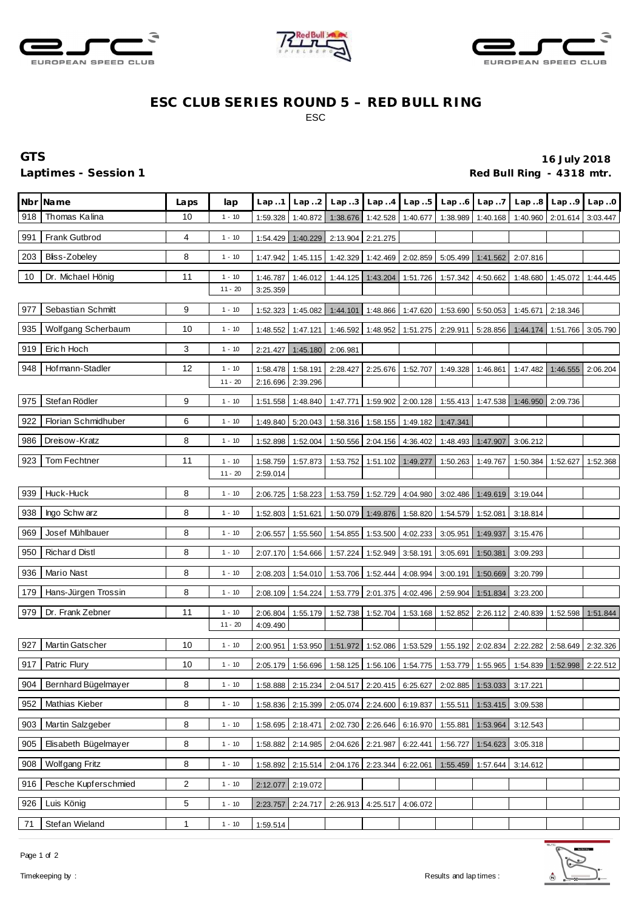# ESC CLUB SERIES ROUND 5 – RED BULL RING

ESC

**GTS**

**Laptimes - Session 1**

**16 July 2018**

**Red Bull Ring - 4318 mtr.**

| Nbr | Name | Laps | lap | Lap..1 | Lap..2 | Lap..3 | Lap..4 | Lap..5 | Lap..6 | Lap..7 | Lap..8 | Lap..9 | Lap..0 |
|---|---|---|---|---|---|---|---|---|---|---|---|---|---|
| 918 | Thomas Kalina | 10 | 1 - 10 | 1:59.328 | 1:40.872 | 1:38.676 | 1:42.528 | 1:40.677 | 1:38.989 | 1:40.168 | 1:40.960 | 2:01.614 | 3:03.447 |
| 991 | Frank Gutbrod | 4 | 1 - 10 | 1:54.429 | 1:40.229 | 2:13.904 | 2:21.275 | | | | | | |
| 203 | Bliss-Zobeley | 8 | 1 - 10 | 1:47.942 | 1:45.115 | 1:42.329 | 1:42.469 | 2:02.859 | 5:05.499 | 1:41.562 | 2:07.816 | | |
| 10 | Dr. Michael Hönig | 11 | 1 - 10 | 1:46.787 | 1:46.012 | 1:44.125 | 1:43.204 | 1:51.726 | 1:57.342 | 4:50.662 | 1:48.680 | 1:45.072 | 1:44.445 |
| | | | 11 - 20 | 3:25.359 | | | | | | | | | |
| 977 | Sebastian Schmitt | 9 | 1 - 10 | 1:52.323 | 1:45.082 | 1:44.101 | 1:48.866 | 1:47.620 | 1:53.690 | 5:50.053 | 1:45.671 | 2:18.346 | |
| 935 | Wolfgang Scherbaum | 10 | 1 - 10 | 1:48.552 | 1:47.121 | 1:46.592 | 1:48.952 | 1:51.275 | 2:29.911 | 5:28.856 | 1:44.174 | 1:51.766 | 3:05.790 |
| 919 | Erich Hoch | 3 | 1 - 10 | 2:21.427 | 1:45.180 | 2:06.981 | | | | | | | |
| 948 | Hofmann-Stadler | 12 | 1 - 10 | 1:58.478 | 1:58.191 | 2:28.427 | 2:25.676 | 1:52.707 | 1:49.328 | 1:46.861 | 1:47.482 | 1:46.555 | 2:06.204 |
| | | | 11 - 20 | 2:16.696 | 2:39.296 | | | | | | | | |
| 975 | Stefan Rödler | 9 | 1 - 10 | 1:51.558 | 1:48.840 | 1:47.771 | 1:59.902 | 2:00.128 | 1:55.413 | 1:47.538 | 1:46.950 | 2:09.736 | |
| 922 | Florian Schmidhuber | 6 | 1 - 10 | 1:49.840 | 5:20.043 | 1:58.316 | 1:58.155 | 1:49.182 | 1:47.341 | | | | |
| 986 | Dreisow-Kratz | 8 | 1 - 10 | 1:52.898 | 1:52.004 | 1:50.556 | 2:04.156 | 4:36.402 | 1:48.493 | 1:47.907 | 3:06.212 | | |
| 923 | Tom Fechtner | 11 | 1 - 10 | 1:58.759 | 1:57.873 | 1:53.752 | 1:51.102 | 1:49.277 | 1:50.263 | 1:49.767 | 1:50.384 | 1:52.627 | 1:52.368 |
| | | | 11 - 20 | 2:59.014 | | | | | | | | | |
| 939 | Huck-Huck | 8 | 1 - 10 | 2:06.725 | 1:58.223 | 1:53.759 | 1:52.729 | 4:04.980 | 3:02.486 | 1:49.619 | 3:19.044 | | |
| 938 | Ingo Schwarz | 8 | 1 - 10 | 1:52.803 | 1:51.621 | 1:50.079 | 1:49.876 | 1:58.820 | 1:54.579 | 1:52.081 | 3:18.814 | | |
| 969 | Josef Mühlbauer | 8 | 1 - 10 | 2:06.557 | 1:55.560 | 1:54.855 | 1:53.500 | 4:02.233 | 3:05.951 | 1:49.937 | 3:15.476 | | |
| 950 | Richard Distl | 8 | 1 - 10 | 2:07.170 | 1:54.666 | 1:57.224 | 1:52.949 | 3:58.191 | 3:05.691 | 1:50.381 | 3:09.293 | | |
| 936 | Mario Nast | 8 | 1 - 10 | 2:08.203 | 1:54.010 | 1:53.706 | 1:52.444 | 4:08.994 | 3:00.191 | 1:50.669 | 3:20.799 | | |
| 179 | Hans-Jürgen Trossin | 8 | 1 - 10 | 2:08.109 | 1:54.224 | 1:53.779 | 2:01.375 | 4:02.496 | 2:59.904 | 1:51.834 | 3:23.200 | | |
| 979 | Dr. Frank Zebner | 11 | 1 - 10 | 2:06.804 | 1:55.179 | 1:52.738 | 1:52.704 | 1:53.168 | 1:52.852 | 2:26.112 | 2:40.839 | 1:52.598 | 1:51.844 |
| | | | 11 - 20 | 4:09.490 | | | | | | | | | |
| 927 | Martin Gatscher | 10 | 1 - 10 | 2:00.951 | 1:53.950 | 1:51.972 | 1:52.086 | 1:53.529 | 1:55.192 | 2:02.834 | 2:22.282 | 2:58.649 | 2:32.326 |
| 917 | Patric Flury | 10 | 1 - 10 | 2:05.179 | 1:56.696 | 1:58.125 | 1:56.106 | 1:54.775 | 1:53.779 | 1:55.965 | 1:54.839 | 1:52.998 | 2:22.512 |
| 904 | Bernhard Bügelmayer | 8 | 1 - 10 | 1:58.888 | 2:15.234 | 2:04.517 | 2:20.415 | 6:25.627 | 2:02.885 | 1:53.033 | 3:17.221 | | |
| 952 | Mathias Kieber | 8 | 1 - 10 | 1:58.836 | 2:15.399 | 2:05.074 | 2:24.600 | 6:19.837 | 1:55.511 | 1:53.415 | 3:09.538 | | |
| 903 | Martin Salzgeber | 8 | 1 - 10 | 1:58.695 | 2:18.471 | 2:02.730 | 2:26.646 | 6:16.970 | 1:55.881 | 1:53.964 | 3:12.543 | | |
| 905 | Elisabeth Bügelmayer | 8 | 1 - 10 | 1:58.882 | 2:14.985 | 2:04.626 | 2:21.987 | 6:22.441 | 1:56.727 | 1:54.623 | 3:05.318 | | |
| 908 | Wolfgang Fritz | 8 | 1 - 10 | 1:58.892 | 2:15.514 | 2:04.176 | 2:23.344 | 6:22.061 | 1:55.459 | 1:57.644 | 3:14.612 | | |
| 916 | Pesche Kupferschmied | 2 | 1 - 10 | 2:12.077 | 2:19.072 | | | | | | | | |
| 926 | Luis König | 5 | 1 - 10 | 2:23.757 | 2:24.717 | 2:26.913 | 4:25.517 | 4:06.072 | | | | | |
| 71 | Stefan Wieland | 1 | 1 - 10 | 1:59.514 | | | | | | | | | |

Timekeeping by :

Results and lap times :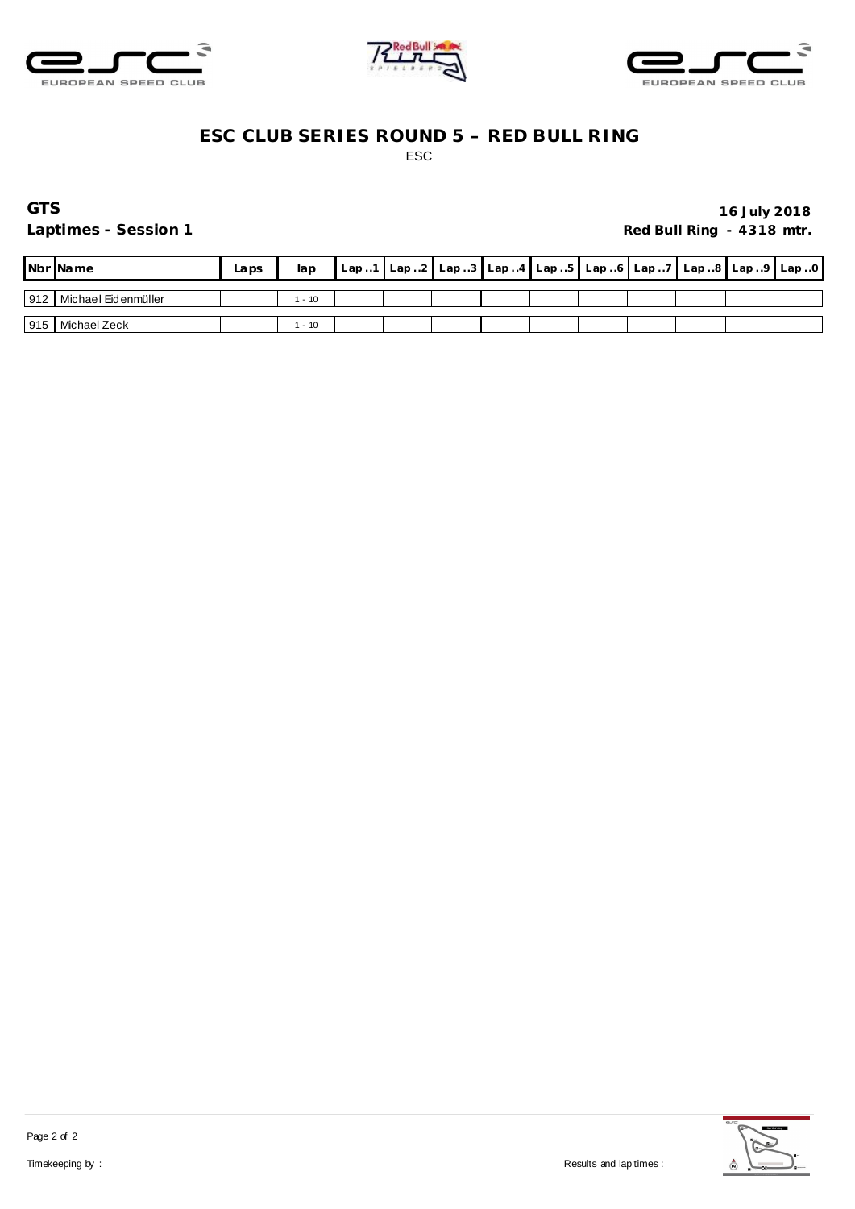# ESC CLUB SERIES ROUND 5 – RED BULL RING

ESC

**GTS**

**Laptimes - Session 1**

**16 July 2018**

**Red Bull Ring - 4318 mtr.**

| Nbr | Name | Laps | lap | Lap ..1 | Lap ..2 | Lap ..3 | Lap ..4 | Lap ..5 | Lap ..6 | Lap ..7 | Lap ..8 | Lap ..9 | Lap ..0 |
|---|---|---|---|---|---|---|---|---|---|---|---|---|---|
| 912 | Michael Eidenmüller | | 1 - 10 | | | | | | | | | | |
| 915 | Michael Zeck | | 1 - 10 | | | | | | | | | | |

Timekeeping by :

Results and lap times :